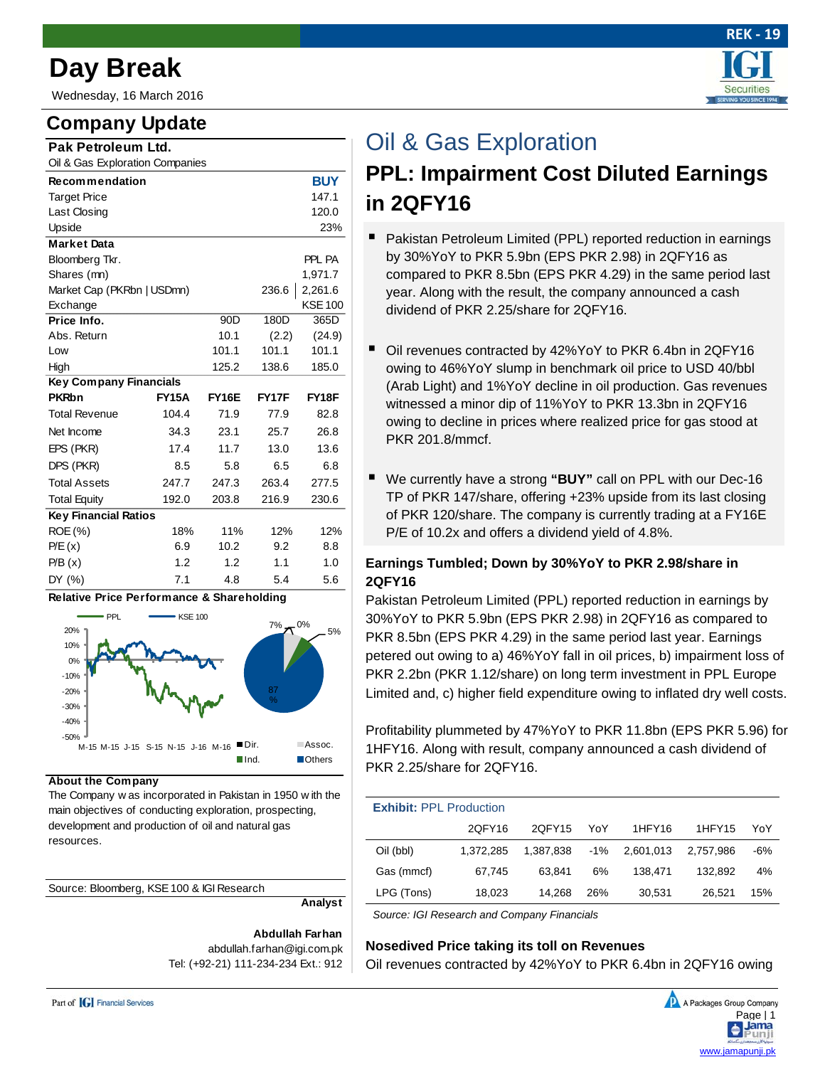# Day Break

Wednesday, 16 March 2016

## Company Update

| Pak Petroleum Ltd. | | | |
|---|---|---|---|
| Oil & Gas Exploration Companies | | | |
| **Recommendation** | | | **BUY** |
| Target Price | | | 147.1 |
| Last Closing | | | 120.0 |
| Upside | | | 23% |
| **Market Data** | | | |
| Bloomberg Tkr. | | | PPL PA |
| Shares (mn) | | | 1,971.7 |
| Market Cap (PKRbn \| USDmn) | | 236.6 | 2,261.6 |
| Exchange | | | KSE 100 |
| **Price Info.** | 90D | 180D | 365D |
| Abs. Return | 10.1 | (2.2) | (24.9) |
| Low | 101.1 | 101.1 | 101.1 |
| High | 125.2 | 138.6 | 185.0 |

**Key Company Financials**

| PKRbn | FY15A | FY16E | FY17F | FY18F |
|---|---|---|---|---|
| Total Revenue | 104.4 | 71.9 | 77.9 | 82.8 |
| Net Income | 34.3 | 23.1 | 25.7 | 26.8 |
| EPS (PKR) | 17.4 | 11.7 | 13.0 | 13.6 |
| DPS (PKR) | 8.5 | 5.8 | 6.5 | 6.8 |
| Total Assets | 247.7 | 247.3 | 263.4 | 277.5 |
| Total Equity | 192.0 | 203.8 | 216.9 | 230.6 |
| **Key Financial Ratios** | | | | |
| ROE (%) | 18% | 11% | 12% | 12% |
| P/E (x) | 6.9 | 10.2 | 9.2 | 8.8 |
| P/B (x) | 1.2 | 1.2 | 1.1 | 1.0 |
| DY (%) | 7.1 | 4.8 | 5.4 | 5.6 |

**Relative Price Performance & Shareholding**

**About the Company**

The Company was incorporated in Pakistan in 1950 with the main objectives of conducting exploration, prospecting, development and production of oil and natural gas resources.

Source: Bloomberg, KSE 100 & IGI Research

**Analyst**

**Abdullah Farhan**
abdullah.farhan@igi.com.pk
Tel: (+92-21) 111-234-234 Ext.: 912

# Oil & Gas Exploration

## PPL: Impairment Cost Diluted Earnings in 2QFY16

- Pakistan Petroleum Limited (PPL) reported reduction in earnings by 30%YoY to PKR 5.9bn (EPS PKR 2.98) in 2QFY16 as compared to PKR 8.5bn (EPS PKR 4.29) in the same period last year. Along with the result, the company announced a cash dividend of PKR 2.25/share for 2QFY16.
- Oil revenues contracted by 42%YoY to PKR 6.4bn in 2QFY16 owing to 46%YoY slump in benchmark oil price to USD 40/bbl (Arab Light) and 1%YoY decline in oil production. Gas revenues witnessed a minor dip of 11%YoY to PKR 13.3bn in 2QFY16 owing to decline in prices where realized price for gas stood at PKR 201.8/mmcf.
- We currently have a strong **"BUY"** call on PPL with our Dec-16 TP of PKR 147/share, offering +23% upside from its last closing of PKR 120/share. The company is currently trading at a FY16E P/E of 10.2x and offers a dividend yield of 4.8%.

### Earnings Tumbled; Down by 30%YoY to PKR 2.98/share in 2QFY16

Pakistan Petroleum Limited (PPL) reported reduction in earnings by 30%YoY to PKR 5.9bn (EPS PKR 2.98) in 2QFY16 as compared to PKR 8.5bn (EPS PKR 4.29) in the same period last year. Earnings petered out owing to a) 46%YoY fall in oil prices, b) impairment loss of PKR 2.2bn (PKR 1.12/share) on long term investment in PPL Europe Limited and, c) higher field expenditure owing to inflated dry well costs.

Profitability plummeted by 47%YoY to PKR 11.8bn (EPS PKR 5.96) for 1HFY16. Along with result, company announced a cash dividend of PKR 2.25/share for 2QFY16.

**Exhibit:** PPL Production

| | 2QFY16 | 2QFY15 | YoY | 1HFY16 | 1HFY15 | YoY |
|---|---|---|---|---|---|---|
| Oil (bbl) | 1,372,285 | 1,387,838 | -1% | 2,601,013 | 2,757,986 | -6% |
| Gas (mmcf) | 67,745 | 63,841 | 6% | 138,471 | 132,892 | 4% |
| LPG (Tons) | 18,023 | 14,268 | 26% | 30,531 | 26,521 | 15% |

*Source: IGI Research and Company Financials*

### Nosedived Price taking its toll on Revenues

Oil revenues contracted by 42%YoY to PKR 6.4bn in 2QFY16 owing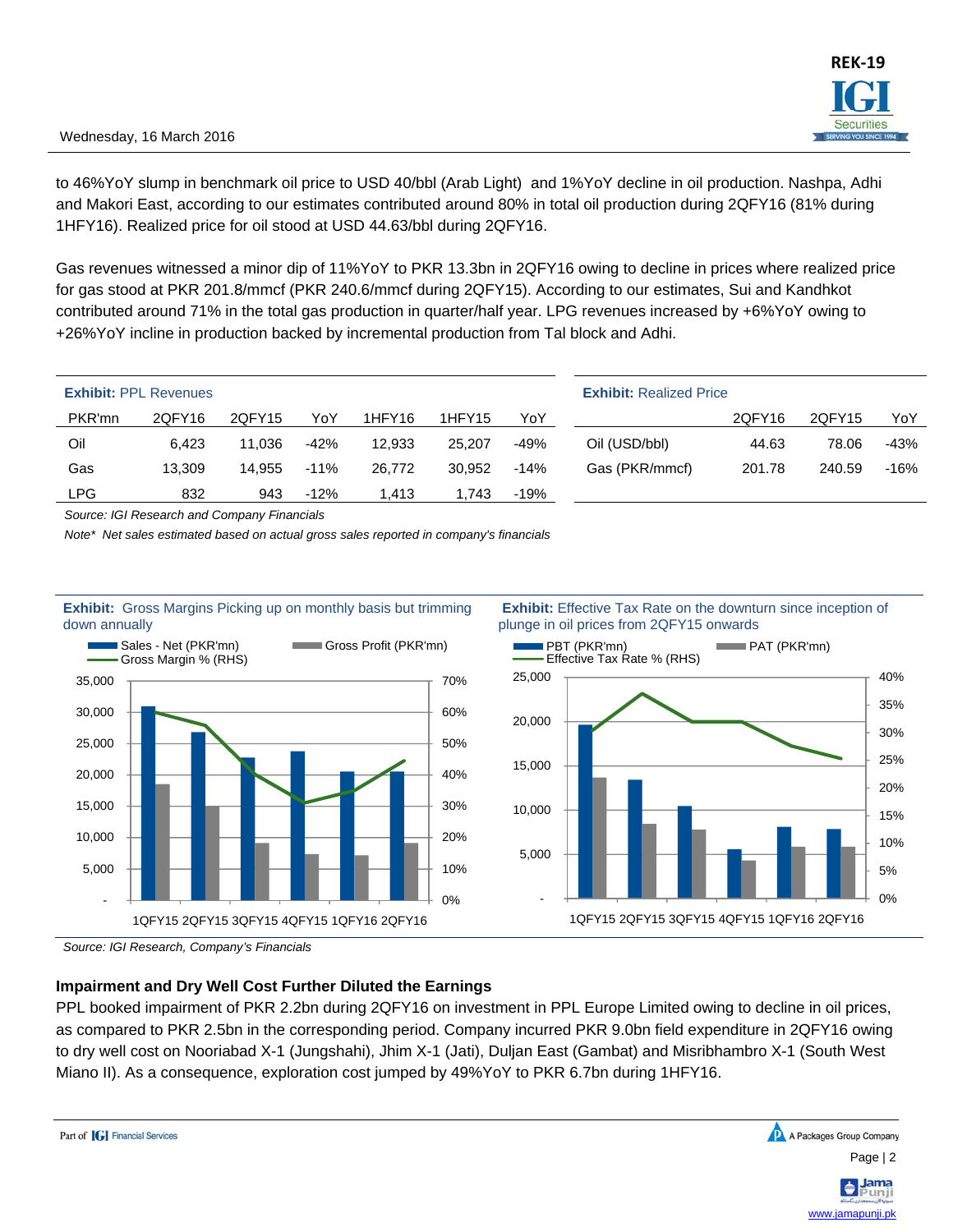to 46%YoY slump in benchmark oil price to USD 40/bbl (Arab Light) and 1%YoY decline in oil production. Nashpa, Adhi and Makori East, according to our estimates contributed around 80% in total oil production during 2QFY16 (81% during 1HFY16). Realized price for oil stood at USD 44.63/bbl during 2QFY16.

Gas revenues witnessed a minor dip of 11%YoY to PKR 13.3bn in 2QFY16 owing to decline in prices where realized price for gas stood at PKR 201.8/mmcf (PKR 240.6/mmcf during 2QFY15). According to our estimates, Sui and Kandhkot contributed around 71% in the total gas production in quarter/half year. LPG revenues increased by +6%YoY owing to +26%YoY incline in production backed by incremental production from Tal block and Adhi.

**Exhibit:** PPL Revenues

| PKR'mn | 2QFY16 | 2QFY15 | YoY | 1HFY16 | 1HFY15 | YoY |
|---|---|---|---|---|---|---|
| Oil | 6,423 | 11,036 | -42% | 12,933 | 25,207 | -49% |
| Gas | 13,309 | 14,955 | -11% | 26,772 | 30,952 | -14% |
| LPG | 832 | 943 | -12% | 1,413 | 1,743 | -19% |

*Source: IGI Research and Company Financials*

*Note\* Net sales estimated based on actual gross sales reported in company's financials*

**Exhibit:** Realized Price

| | 2QFY16 | 2QFY15 | YoY |
|---|---|---|---|
| Oil (USD/bbl) | 44.63 | 78.06 | -43% |
| Gas (PKR/mmcf) | 201.78 | 240.59 | -16% |

**Exhibit:** Gross Margins Picking up on monthly basis but trimming down annually

**Exhibit:** Effective Tax Rate on the downturn since inception of plunge in oil prices from 2QFY15 onwards

*Source: IGI Research, Company's Financials*

### Impairment and Dry Well Cost Further Diluted the Earnings

PPL booked impairment of PKR 2.2bn during 2QFY16 on investment in PPL Europe Limited owing to decline in oil prices, as compared to PKR 2.5bn in the corresponding period. Company incurred PKR 9.0bn field expenditure in 2QFY16 owing to dry well cost on Nooriabad X-1 (Jungshahi), Jhim X-1 (Jati), Duljan East (Gambat) and Misribhambro X-1 (South West Miano II). As a consequence, exploration cost jumped by 49%YoY to PKR 6.7bn during 1HFY16.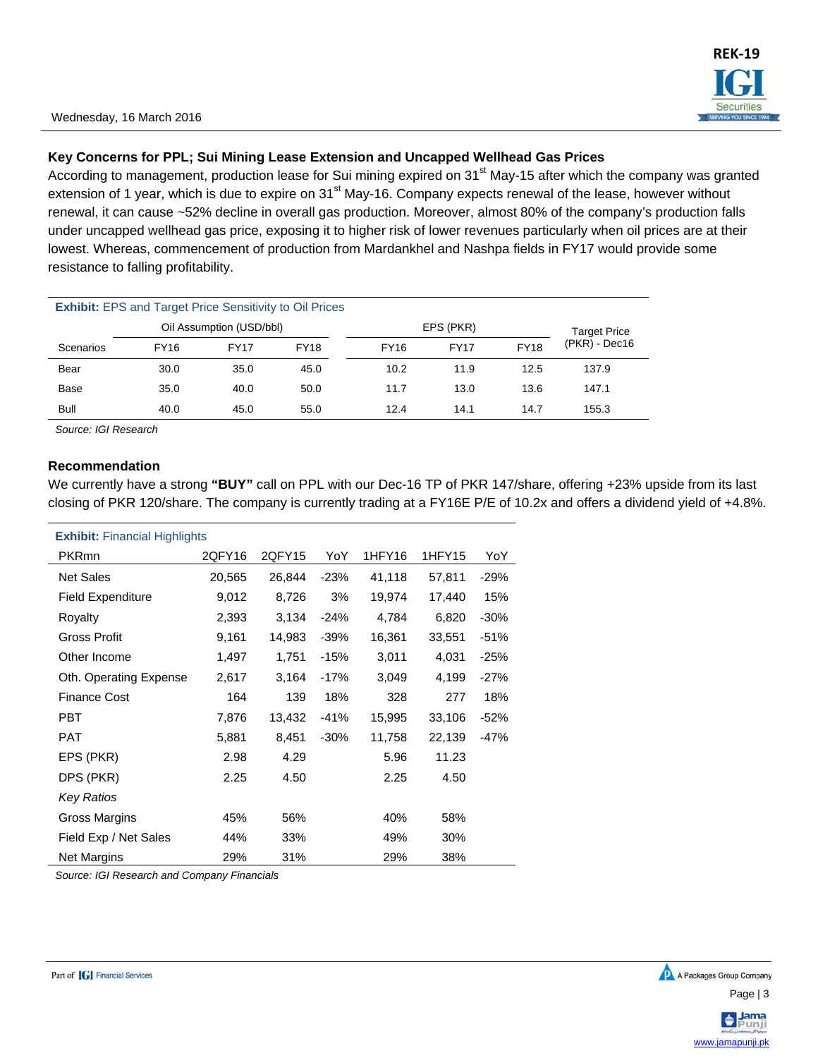### Key Concerns for PPL; Sui Mining Lease Extension and Uncapped Wellhead Gas Prices

According to management, production lease for Sui mining expired on 31st May-15 after which the company was granted extension of 1 year, which is due to expire on 31st May-16. Company expects renewal of the lease, however without renewal, it can cause ~52% decline in overall gas production. Moreover, almost 80% of the company's production falls under uncapped wellhead gas price, exposing it to higher risk of lower revenues particularly when oil prices are at their lowest. Whereas, commencement of production from Mardankhel and Nashpa fields in FY17 would provide some resistance to falling profitability.

**Exhibit:** EPS and Target Price Sensitivity to Oil Prices

| | Oil Assumption (USD/bbl) | | | EPS (PKR) | | | Target Price (PKR) - Dec16 |
|---|---|---|---|---|---|---|---|
| Scenarios | FY16 | FY17 | FY18 | FY16 | FY17 | FY18 | |
| Bear | 30.0 | 35.0 | 45.0 | 10.2 | 11.9 | 12.5 | 137.9 |
| Base | 35.0 | 40.0 | 50.0 | 11.7 | 13.0 | 13.6 | 147.1 |
| Bull | 40.0 | 45.0 | 55.0 | 12.4 | 14.1 | 14.7 | 155.3 |

*Source: IGI Research*

### Recommendation

We currently have a strong **"BUY"** call on PPL with our Dec-16 TP of PKR 147/share, offering +23% upside from its last closing of PKR 120/share. The company is currently trading at a FY16E P/E of 10.2x and offers a dividend yield of +4.8%.

**Exhibit:** Financial Highlights

| PKRmn | 2QFY16 | 2QFY15 | YoY | 1HFY16 | 1HFY15 | YoY |
|---|---|---|---|---|---|---|
| Net Sales | 20,565 | 26,844 | -23% | 41,118 | 57,811 | -29% |
| Field Expenditure | 9,012 | 8,726 | 3% | 19,974 | 17,440 | 15% |
| Royalty | 2,393 | 3,134 | -24% | 4,784 | 6,820 | -30% |
| Gross Profit | 9,161 | 14,983 | -39% | 16,361 | 33,551 | -51% |
| Other Income | 1,497 | 1,751 | -15% | 3,011 | 4,031 | -25% |
| Oth. Operating Expense | 2,617 | 3,164 | -17% | 3,049 | 4,199 | -27% |
| Finance Cost | 164 | 139 | 18% | 328 | 277 | 18% |
| PBT | 7,876 | 13,432 | -41% | 15,995 | 33,106 | -52% |
| PAT | 5,881 | 8,451 | -30% | 11,758 | 22,139 | -47% |
| EPS (PKR) | 2.98 | 4.29 | | 5.96 | 11.23 | |
| DPS (PKR) | 2.25 | 4.50 | | 2.25 | 4.50 | |
| *Key Ratios* | | | | | | |
| Gross Margins | 45% | 56% | | 40% | 58% | |
| Field Exp / Net Sales | 44% | 33% | | 49% | 30% | |
| Net Margins | 29% | 31% | | 29% | 38% | |

*Source: IGI Research and Company Financials*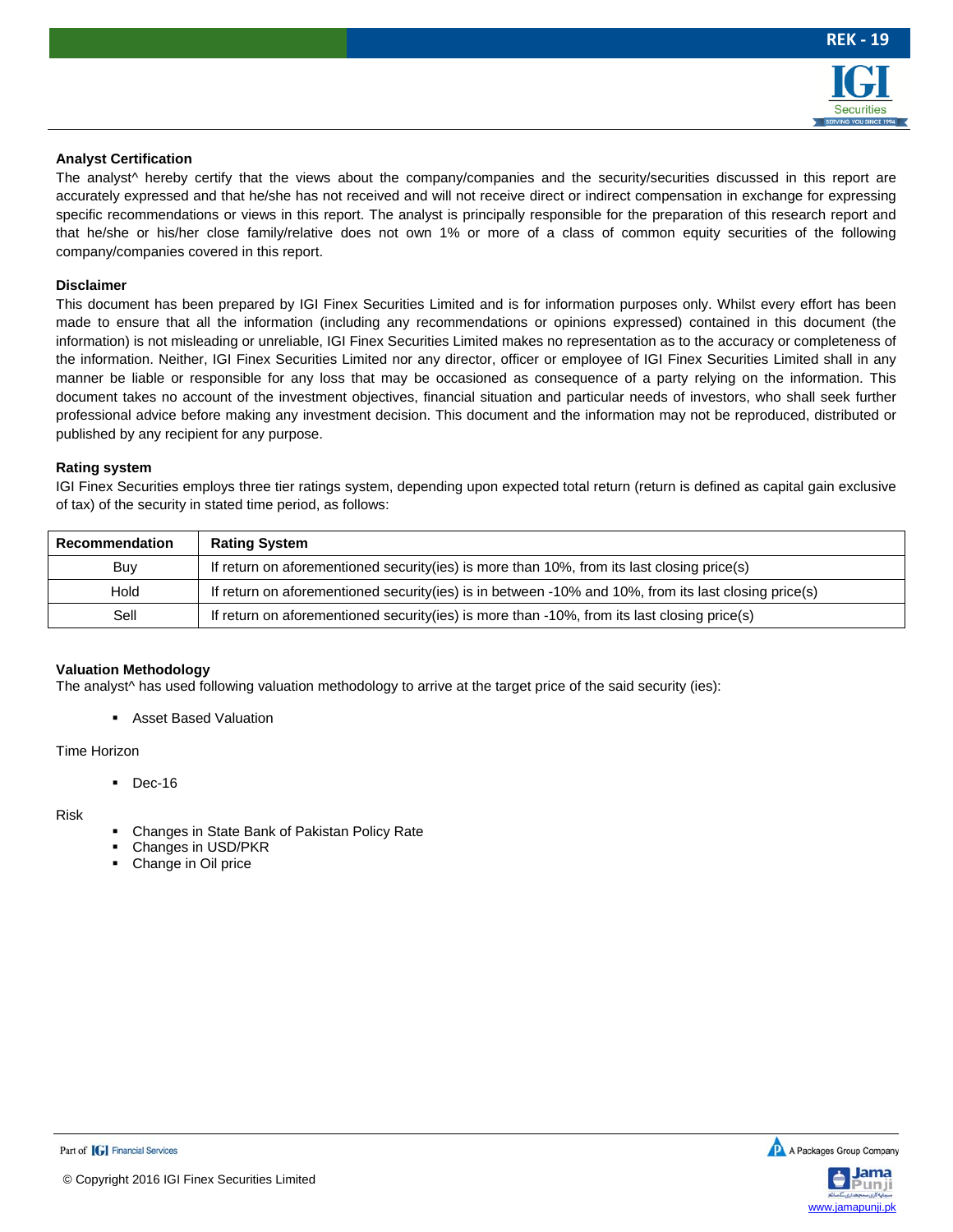### Analyst Certification

The analyst^ hereby certify that the views about the company/companies and the security/securities discussed in this report are accurately expressed and that he/she has not received and will not receive direct or indirect compensation in exchange for expressing specific recommendations or views in this report. The analyst is principally responsible for the preparation of this research report and that he/she or his/her close family/relative does not own 1% or more of a class of common equity securities of the following company/companies covered in this report.

### Disclaimer

This document has been prepared by IGI Finex Securities Limited and is for information purposes only. Whilst every effort has been made to ensure that all the information (including any recommendations or opinions expressed) contained in this document (the information) is not misleading or unreliable, IGI Finex Securities Limited makes no representation as to the accuracy or completeness of the information. Neither, IGI Finex Securities Limited nor any director, officer or employee of IGI Finex Securities Limited shall in any manner be liable or responsible for any loss that may be occasioned as consequence of a party relying on the information. This document takes no account of the investment objectives, financial situation and particular needs of investors, who shall seek further professional advice before making any investment decision. This document and the information may not be reproduced, distributed or published by any recipient for any purpose.

### Rating system

IGI Finex Securities employs three tier ratings system, depending upon expected total return (return is defined as capital gain exclusive of tax) of the security in stated time period, as follows:

| Recommendation | Rating System |
|---|---|
| Buy | If return on aforementioned security(ies) is more than 10%, from its last closing price(s) |
| Hold | If return on aforementioned security(ies) is in between -10% and 10%, from its last closing price(s) |
| Sell | If return on aforementioned security(ies) is more than -10%, from its last closing price(s) |

### Valuation Methodology

The analyst^ has used following valuation methodology to arrive at the target price of the said security (ies):

- Asset Based Valuation

Time Horizon

- Dec-16

Risk

- Changes in State Bank of Pakistan Policy Rate
- Changes in USD/PKR
- Change in Oil price

© Copyright 2016 IGI Finex Securities Limited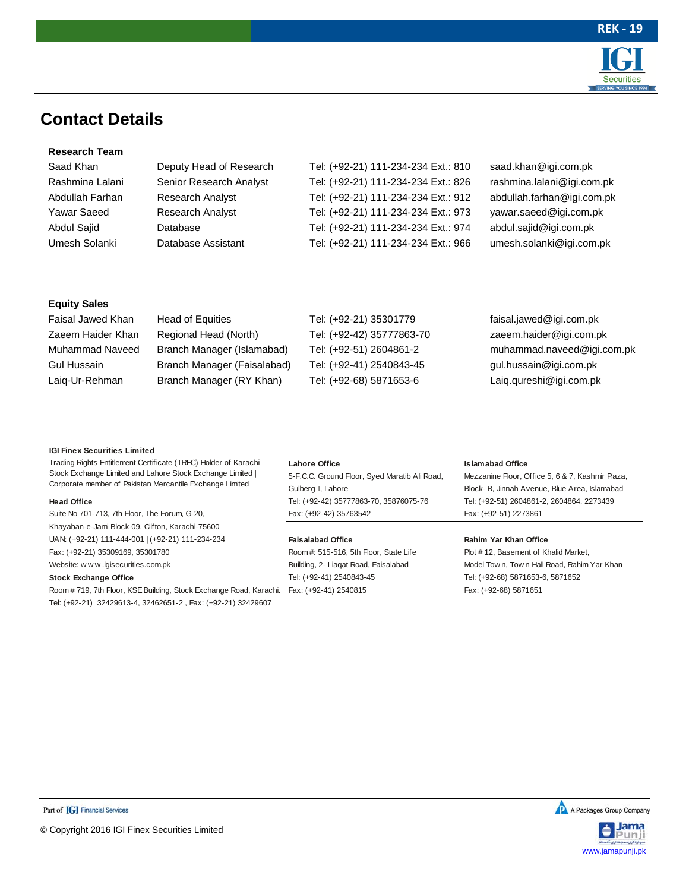## Contact Details

### Research Team

| | | | |
|---|---|---|---|
| Saad Khan | Deputy Head of Research | Tel: (+92-21) 111-234-234 Ext.: 810 | saad.khan@igi.com.pk |
| Rashmina Lalani | Senior Research Analyst | Tel: (+92-21) 111-234-234 Ext.: 826 | rashmina.lalani@igi.com.pk |
| Abdullah Farhan | Research Analyst | Tel: (+92-21) 111-234-234 Ext.: 912 | abdullah.farhan@igi.com.pk |
| Yawar Saeed | Research Analyst | Tel: (+92-21) 111-234-234 Ext.: 973 | yawar.saeed@igi.com.pk |
| Abdul Sajid | Database | Tel: (+92-21) 111-234-234 Ext.: 974 | abdul.sajid@igi.com.pk |
| Umesh Solanki | Database Assistant | Tel: (+92-21) 111-234-234 Ext.: 966 | umesh.solanki@igi.com.pk |

### Equity Sales

| | | | |
|---|---|---|---|
| Faisal Jawed Khan | Head of Equities | Tel: (+92-21) 35301779 | faisal.jawed@igi.com.pk |
| Zaeem Haider Khan | Regional Head (North) | Tel: (+92-42) 35777863-70 | zaeem.haider@igi.com.pk |
| Muhammad Naveed | Branch Manager (Islamabad) | Tel: (+92-51) 2604861-2 | muhammad.naveed@igi.com.pk |
| Gul Hussain | Branch Manager (Faisalabad) | Tel: (+92-41) 2540843-45 | gul.hussain@igi.com.pk |
| Laiq-Ur-Rehman | Branch Manager (RY Khan) | Tel: (+92-68) 5871653-6 | Laiq.qureshi@igi.com.pk |

**IGI Finex Securities Limited**

Trading Rights Entitlement Certificate (TREC) Holder of Karachi Stock Exchange Limited and Lahore Stock Exchange Limited | Corporate member of Pakistan Mercantile Exchange Limited

**Head Office**
Suite No 701-713, 7th Floor, The Forum, G-20, Khayaban-e-Jami Block-09, Clifton, Karachi-75600
UAN: (+92-21) 111-444-001 | (+92-21) 111-234-234
Fax: (+92-21) 35309169, 35301780
Website: www.igisecurities.com.pk

**Stock Exchange Office**
Room # 719, 7th Floor, KSE Building, Stock Exchange Road, Karachi.
Tel: (+92-21) 32429613-4, 32462651-2 , Fax: (+92-21) 32429607

**Lahore Office**
5-F.C.C. Ground Floor, Syed Maratib Ali Road, Gulberg II, Lahore
Tel: (+92-42) 35777863-70, 35876075-76
Fax: (+92-42) 35763542

**Islamabad Office**
Mezzanine Floor, Office 5, 6 & 7, Kashmir Plaza, Block- B, Jinnah Avenue, Blue Area, Islamabad
Tel: (+92-51) 2604861-2, 2604864, 2273439
Fax: (+92-51) 2273861

**Faisalabad Office**
Room #: 515-516, 5th Floor, State Life Building, 2- Liaqat Road, Faisalabad
Tel: (+92-41) 2540843-45
Fax: (+92-41) 2540815

**Rahim Yar Khan Office**
Plot # 12, Basement of Khalid Market, Model Town, Town Hall Road, Rahim Yar Khan
Tel: (+92-68) 5871653-6, 5871652
Fax: (+92-68) 5871651

Part of IGI Financial Services

A Packages Group Company

© Copyright 2016 IGI Finex Securities Limited

www.jamapunji.pk